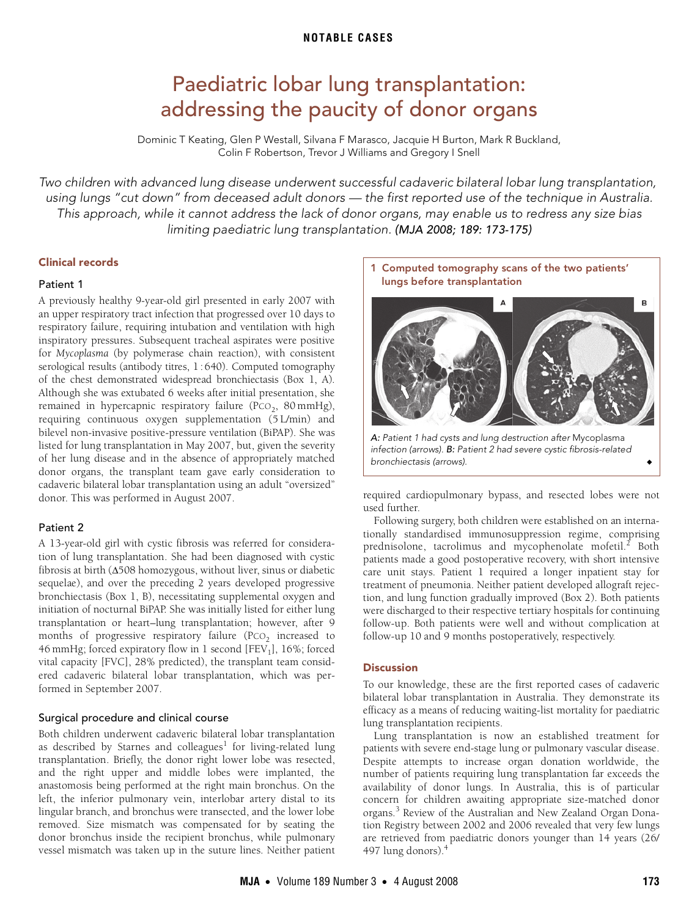NOTABLE CASES

# Paediatric lobar lung transplantation: addressing the paucity of donor organs

Dominic T Keating, Glen P Westall, Silvana F Marasco, Jacquie H Burton, Mark R Buckland, Colin F Robertson, Trevor J Williams and Gregory I Snell

*Two children with advanced lung disease underwent successful cadaveric bilateral lobar lung transplantation, using lungs "cut down" from deceased adult donors — the first reported use of the technique in Australia. This approach, while it cannot address the lack of donor organs, may enable us to redress any size bias limiting paediatric lung transplantation.* ***(MJA 2008; 189: 173-175)***

## Clinical records

### Patient 1

A previously healthy 9-year-old girl presented in early 2007 with an upper respiratory tract infection that progressed over 10 days to respiratory failure, requiring intubation and ventilation with high inspiratory pressures. Subsequent tracheal aspirates were positive for *Mycoplasma* (by polymerase chain reaction), with consistent serological results (antibody titres, 1 : 640). Computed tomography of the chest demonstrated widespread bronchiectasis (Box 1, A). Although she was extubated 6 weeks after initial presentation, she remained in hypercapnic respiratory failure ($P_{CO_2}$, 80 mmHg), requiring continuous oxygen supplementation (5 L/min) and bilevel non-invasive positive-pressure ventilation (BiPAP). She was listed for lung transplantation in May 2007, but, given the severity of her lung disease and in the absence of appropriately matched donor organs, the transplant team gave early consideration to cadaveric bilateral lobar transplantation using an adult "oversized" donor. This was performed in August 2007.

### Patient 2

A 13-year-old girl with cystic fibrosis was referred for consideration of lung transplantation. She had been diagnosed with cystic fibrosis at birth (Δ508 homozygous, without liver, sinus or diabetic sequelae), and over the preceding 2 years developed progressive bronchiectasis (Box 1, B), necessitating supplemental oxygen and initiation of nocturnal BiPAP. She was initially listed for either lung transplantation or heart–lung transplantation; however, after 9 months of progressive respiratory failure ($P_{CO_2}$ increased to 46 mmHg; forced expiratory flow in 1 second [$FEV_1$], 16%; forced vital capacity [FVC], 28% predicted), the transplant team considered cadaveric bilateral lobar transplantation, which was performed in September 2007.

### Surgical procedure and clinical course

Both children underwent cadaveric bilateral lobar transplantation as described by Starnes and colleagues[1] for living-related lung transplantation. Briefly, the donor right lower lobe was resected, and the right upper and middle lobes were implanted, the anastomosis being performed at the right main bronchus. On the left, the inferior pulmonary vein, interlobar artery distal to its lingular branch, and bronchus were transected, and the lower lobe removed. Size mismatch was compensated for by seating the donor bronchus inside the recipient bronchus, while pulmonary vessel mismatch was taken up in the suture lines. Neither patient required cardiopulmonary bypass, and resected lobes were not used further.

**1 Computed tomography scans of the two patients' lungs before transplantation**

*A: Patient 1 had cysts and lung destruction after* Mycoplasma *infection (arrows).* ***B:*** *Patient 2 had severe cystic fibrosis-related bronchiectasis (arrows).*

Following surgery, both children were established on an internationally standardised immunosuppression regime, comprising prednisolone, tacrolimus and mycophenolate mofetil.[2] Both patients made a good postoperative recovery, with short intensive care unit stays. Patient 1 required a longer inpatient stay for treatment of pneumonia. Neither patient developed allograft rejection, and lung function gradually improved (Box 2). Both patients were discharged to their respective tertiary hospitals for continuing follow-up. Both patients were well and without complication at follow-up 10 and 9 months postoperatively, respectively.

## Discussion

To our knowledge, these are the first reported cases of cadaveric bilateral lobar transplantation in Australia. They demonstrate its efficacy as a means of reducing waiting-list mortality for paediatric lung transplantation recipients.

Lung transplantation is now an established treatment for patients with severe end-stage lung or pulmonary vascular disease. Despite attempts to increase organ donation worldwide, the number of patients requiring lung transplantation far exceeds the availability of donor lungs. In Australia, this is of particular concern for children awaiting appropriate size-matched donor organs.[3] Review of the Australian and New Zealand Organ Donation Registry between 2002 and 2006 revealed that very few lungs are retrieved from paediatric donors younger than 14 years (26/497 lung donors).[4]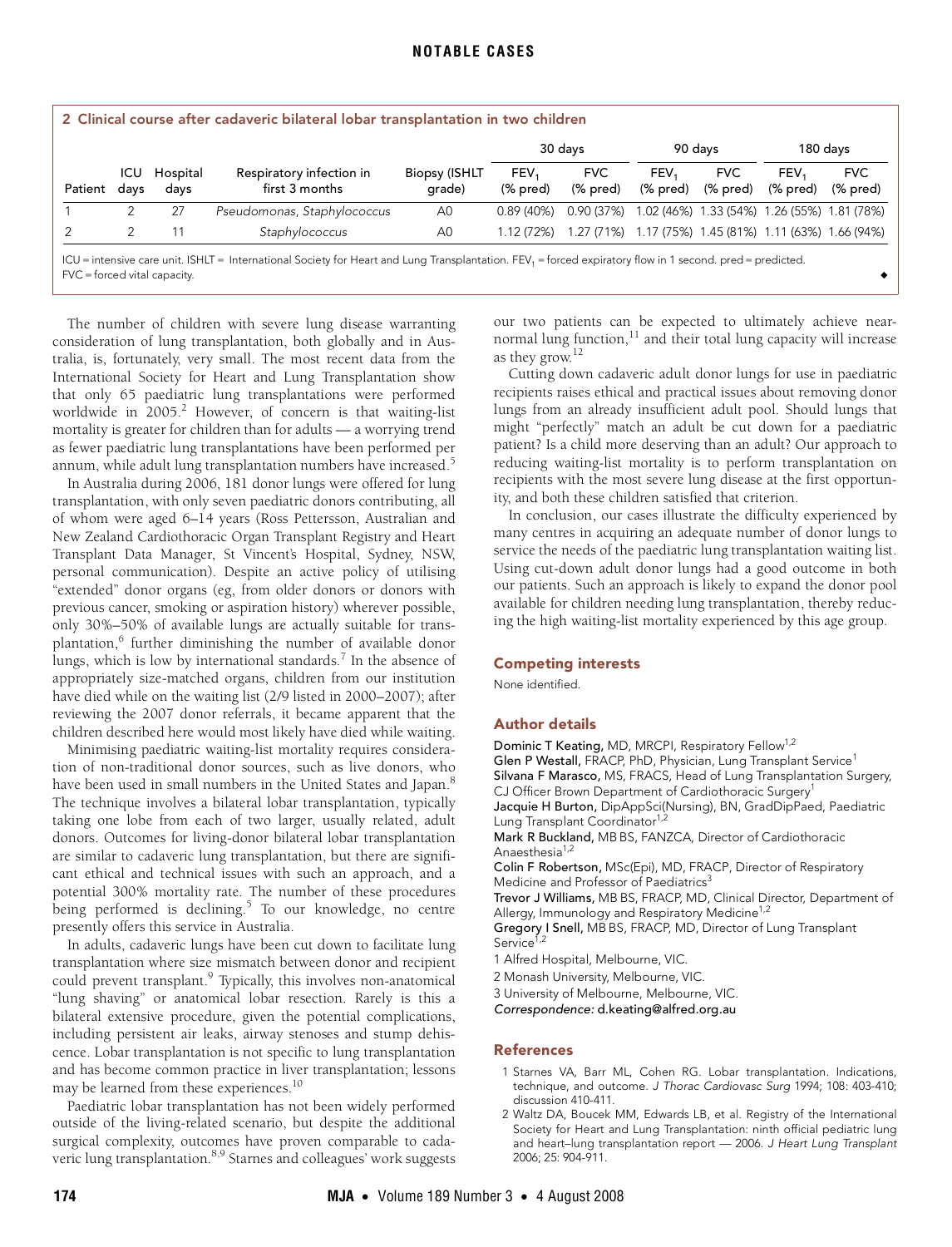**2 Clinical course after cadaveric bilateral lobar transplantation in two children**

| Patient | ICU days | Hospital days | Respiratory infection in first 3 months | Biopsy (ISHLT grade) | 30 days | | 90 days | | 180 days | |
|---|---|---|---|---|---|---|---|---|---|---|
| | | | | | $FEV_1$ (% pred) | FVC (% pred) | $FEV_1$ (% pred) | FVC (% pred) | $FEV_1$ (% pred) | FVC (% pred) |
| 1 | 2 | 27 | *Pseudomonas*, *Staphylococcus* | A0 | 0.89 (40%) | 0.90 (37%) | 1.02 (46%) | 1.33 (54%) | 1.26 (55%) | 1.81 (78%) |
| 2 | 2 | 11 | *Staphylococcus* | A0 | 1.12 (72%) | 1.27 (71%) | 1.17 (75%) | 1.45 (81%) | 1.11 (63%) | 1.66 (94%) |

ICU = intensive care unit. ISHLT = International Society for Heart and Lung Transplantation. $FEV_1$ = forced expiratory flow in 1 second. pred = predicted. FVC = forced vital capacity. ◆

The number of children with severe lung disease warranting consideration of lung transplantation, both globally and in Australia, is, fortunately, very small. The most recent data from the International Society for Heart and Lung Transplantation show that only 65 paediatric lung transplantations were performed worldwide in 2005.[2] However, of concern is that waiting-list mortality is greater for children than for adults — a worrying trend as fewer paediatric lung transplantations have been performed per annum, while adult lung transplantation numbers have increased.[5]

In Australia during 2006, 181 donor lungs were offered for lung transplantation, with only seven paediatric donors contributing, all of whom were aged 6–14 years (Ross Pettersson, Australian and New Zealand Cardiothoracic Organ Transplant Registry and Heart Transplant Data Manager, St Vincent's Hospital, Sydney, NSW, personal communication). Despite an active policy of utilising "extended" donor organs (eg, from older donors or donors with previous cancer, smoking or aspiration history) wherever possible, only 30%–50% of available lungs are actually suitable for transplantation,[6] further diminishing the number of available donor lungs, which is low by international standards.[7] In the absence of appropriately size-matched organs, children from our institution have died while on the waiting list (2/9 listed in 2000–2007); after reviewing the 2007 donor referrals, it became apparent that the children described here would most likely have died while waiting.

Minimising paediatric waiting-list mortality requires consideration of non-traditional donor sources, such as live donors, who have been used in small numbers in the United States and Japan.[8] The technique involves a bilateral lobar transplantation, typically taking one lobe from each of two larger, usually related, adult donors. Outcomes for living-donor bilateral lobar transplantation are similar to cadaveric lung transplantation, but there are significant ethical and technical issues with such an approach, and a potential 300% mortality rate. The number of these procedures being performed is declining.[5] To our knowledge, no centre presently offers this service in Australia.

In adults, cadaveric lungs have been cut down to facilitate lung transplantation where size mismatch between donor and recipient could prevent transplant.[9] Typically, this involves non-anatomical "lung shaving" or anatomical lobar resection. Rarely is this a bilateral extensive procedure, given the potential complications, including persistent air leaks, airway stenoses and stump dehiscence. Lobar transplantation is not specific to lung transplantation and has become common practice in liver transplantation; lessons may be learned from these experiences.[10]

Paediatric lobar transplantation has not been widely performed outside of the living-related scenario, but despite the additional surgical complexity, outcomes have proven comparable to cadaveric lung transplantation.[8,9] Starnes and colleagues' work suggests our two patients can be expected to ultimately achieve near-normal lung function,[11] and their total lung capacity will increase as they grow.[12]

Cutting down cadaveric adult donor lungs for use in paediatric recipients raises ethical and practical issues about removing donor lungs from an already insufficient adult pool. Should lungs that might "perfectly" match an adult be cut down for a paediatric patient? Is a child more deserving than an adult? Our approach to reducing waiting-list mortality is to perform transplantation on recipients with the most severe lung disease at the first opportunity, and both these children satisfied that criterion.

In conclusion, our cases illustrate the difficulty experienced by many centres in acquiring an adequate number of donor lungs to service the needs of the paediatric lung transplantation waiting list. Using cut-down adult donor lungs had a good outcome in both our patients. Such an approach is likely to expand the donor pool available for children needing lung transplantation, thereby reducing the high waiting-list mortality experienced by this age group.

## Competing interests

None identified.

## Author details

**Dominic T Keating,** MD, MRCPI, Respiratory Fellow[1,2]
**Glen P Westall,** FRACP, PhD, Physician, Lung Transplant Service[1]
**Silvana F Marasco,** MS, FRACS, Head of Lung Transplantation Surgery, CJ Officer Brown Department of Cardiothoracic Surgery[1]
**Jacquie H Burton,** DipAppSci(Nursing), BN, GradDipPaed, Paediatric Lung Transplant Coordinator[1,2]
**Mark R Buckland,** MB BS, FANZCA, Director of Cardiothoracic Anaesthesia[1,2]
**Colin F Robertson,** MSc(Epi), MD, FRACP, Director of Respiratory Medicine and Professor of Paediatrics[3]
**Trevor J Williams,** MB BS, FRACP, MD, Clinical Director, Department of Allergy, Immunology and Respiratory Medicine[1,2]
**Gregory I Snell,** MB BS, FRACP, MD, Director of Lung Transplant Service[1,2]

1 Alfred Hospital, Melbourne, VIC.
2 Monash University, Melbourne, VIC.
3 University of Melbourne, Melbourne, VIC.
*Correspondence:* d.keating@alfred.org.au

## References

1 Starnes VA, Barr ML, Cohen RG. Lobar transplantation. Indications, technique, and outcome. *J Thorac Cardiovasc Surg* 1994; 108: 403-410; discussion 410-411.

2 Waltz DA, Boucek MM, Edwards LB, et al. Registry of the International Society for Heart and Lung Transplantation: ninth official pediatric lung and heart–lung transplantation report — 2006. *J Heart Lung Transplant* 2006; 25: 904-911.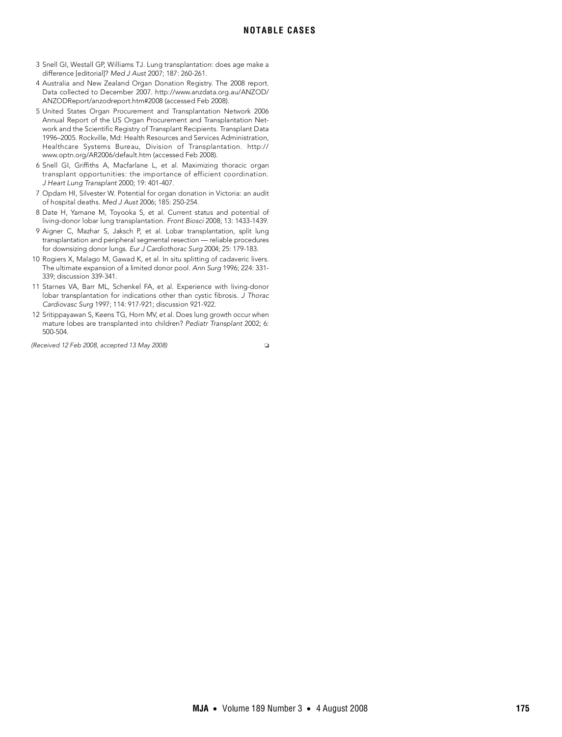3 Snell GI, Westall GP, Williams TJ. Lung transplantation: does age make a difference [editorial]? *Med J Aust* 2007; 187: 260-261.

4 Australia and New Zealand Organ Donation Registry. The 2008 report. Data collected to December 2007. http://www.anzdata.org.au/ANZOD/ANZODReport/anzodreport.htm#2008 (accessed Feb 2008).

5 United States Organ Procurement and Transplantation Network 2006 Annual Report of the US Organ Procurement and Transplantation Network and the Scientific Registry of Transplant Recipients. Transplant Data 1996–2005. Rockville, Md: Health Resources and Services Administration, Healthcare Systems Bureau, Division of Transplantation. http://www.optn.org/AR2006/default.htm (accessed Feb 2008).

6 Snell GI, Griffiths A, Macfarlane L, et al. Maximizing thoracic organ transplant opportunities: the importance of efficient coordination. *J Heart Lung Transplant* 2000; 19: 401-407.

7 Opdam HI, Silvester W. Potential for organ donation in Victoria: an audit of hospital deaths. *Med J Aust* 2006; 185: 250-254.

8 Date H, Yamane M, Toyooka S, et al. Current status and potential of living-donor lobar lung transplantation. *Front Biosci* 2008; 13: 1433-1439.

9 Aigner C, Mazhar S, Jaksch P, et al. Lobar transplantation, split lung transplantation and peripheral segmental resection — reliable procedures for downsizing donor lungs. *Eur J Cardiothorac Surg* 2004; 25: 179-183.

10 Rogiers X, Malago M, Gawad K, et al. In situ splitting of cadaveric livers. The ultimate expansion of a limited donor pool. *Ann Surg* 1996; 224: 331-339; discussion 339-341.

11 Starnes VA, Barr ML, Schenkel FA, et al. Experience with living-donor lobar transplantation for indications other than cystic fibrosis. *J Thorac Cardiovasc Surg* 1997; 114: 917-921; discussion 921-922.

12 Sritippayawan S, Keens TG, Horn MV, et al. Does lung growth occur when mature lobes are transplanted into children? *Pediatr Transplant* 2002; 6: 500-504.

*(Received 12 Feb 2008, accepted 13 May 2008)*